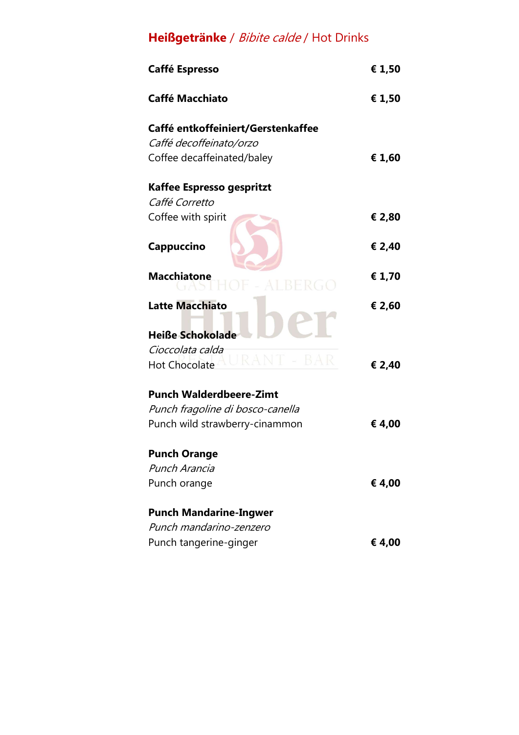## **Heißgetränke** / *Bibite calde* / Hot Drinks

| | |
|---|---|
| **Caffé Espresso** | **€ 1,50** |
| **Caffé Macchiato** | **€ 1,50** |
| **Caffé entkoffeiniert/Gerstenkaffee**<br>*Caffé decoffeinato/orzo*<br>Coffee decaffeinated/baley | **€ 1,60** |
| **Kaffee Espresso gespritzt**<br>*Caffé Corretto*<br>Coffee with spirit | **€ 2,80** |
| **Cappuccino** | **€ 2,40** |
| **Macchiatone** | **€ 1,70** |
| **Latte Macchiato** | **€ 2,60** |
| **Heiße Schokolade**<br>*Cioccolata calda*<br>Hot Chocolate | **€ 2,40** |
| **Punch Walderdbeere-Zimt**<br>*Punch fragoline di bosco-canella*<br>Punch wild strawberry-cinammon | **€ 4,00** |
| **Punch Orange**<br>*Punch Arancia*<br>Punch orange | **€ 4,00** |
| **Punch Mandarine-Ingwer**<br>*Punch mandarino-zenzero*<br>Punch tangerine-ginger | **€ 4,00** |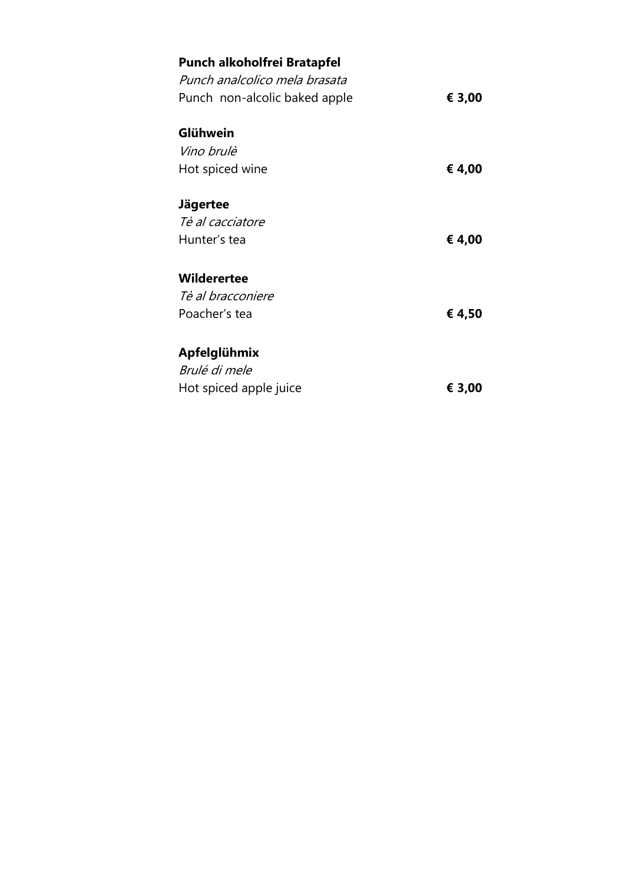**Punch alkoholfrei Bratapfel**
*Punch analcolico mela brasata*
Punch non-alcolic baked apple **€ 3,00**

**Glühwein**
*Vino brulè*
Hot spiced wine **€ 4,00**

**Jägertee**
*Tè al cacciatore*
Hunter's tea **€ 4,00**

**Wilderertee**
*Tè al bracconiere*
Poacher's tea **€ 4,50**

**Apfelglühmix**
*Brulé di mele*
Hot spiced apple juice **€ 3,00**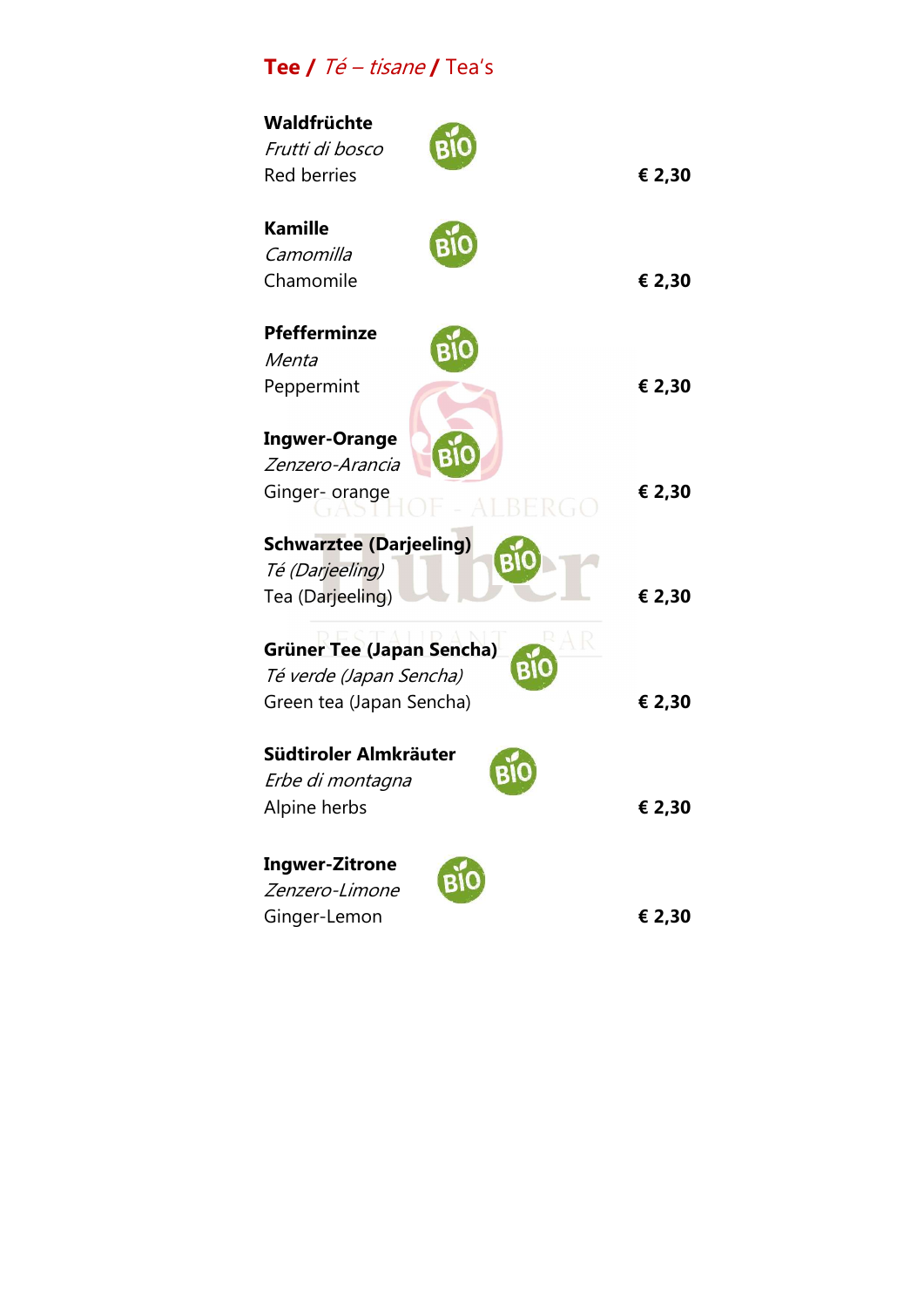## **Tee /** *Té – tisane* **/** Tea's

**Waldfrüchte**
*Frutti di bosco*
Red berries — BIO — **€ 2,30**

**Kamille**
*Camomilla*
Chamomile — BIO — **€ 2,30**

**Pfefferminze**
*Menta*
Peppermint — BIO — **€ 2,30**

**Ingwer-Orange**
*Zenzero-Arancia*
Ginger- orange — BIO — **€ 2,30**

**Schwarztee (Darjeeling)**
*Té (Darjeeling)*
Tea (Darjeeling) — BIO — **€ 2,30**

**Grüner Tee (Japan Sencha)**
*Té verde (Japan Sencha)*
Green tea (Japan Sencha) — BIO — **€ 2,30**

**Südtiroler Almkräuter**
*Erbe di montagna*
Alpine herbs — BIO — **€ 2,30**

**Ingwer-Zitrone**
*Zenzero-Limone*
Ginger-Lemon — BIO — **€ 2,30**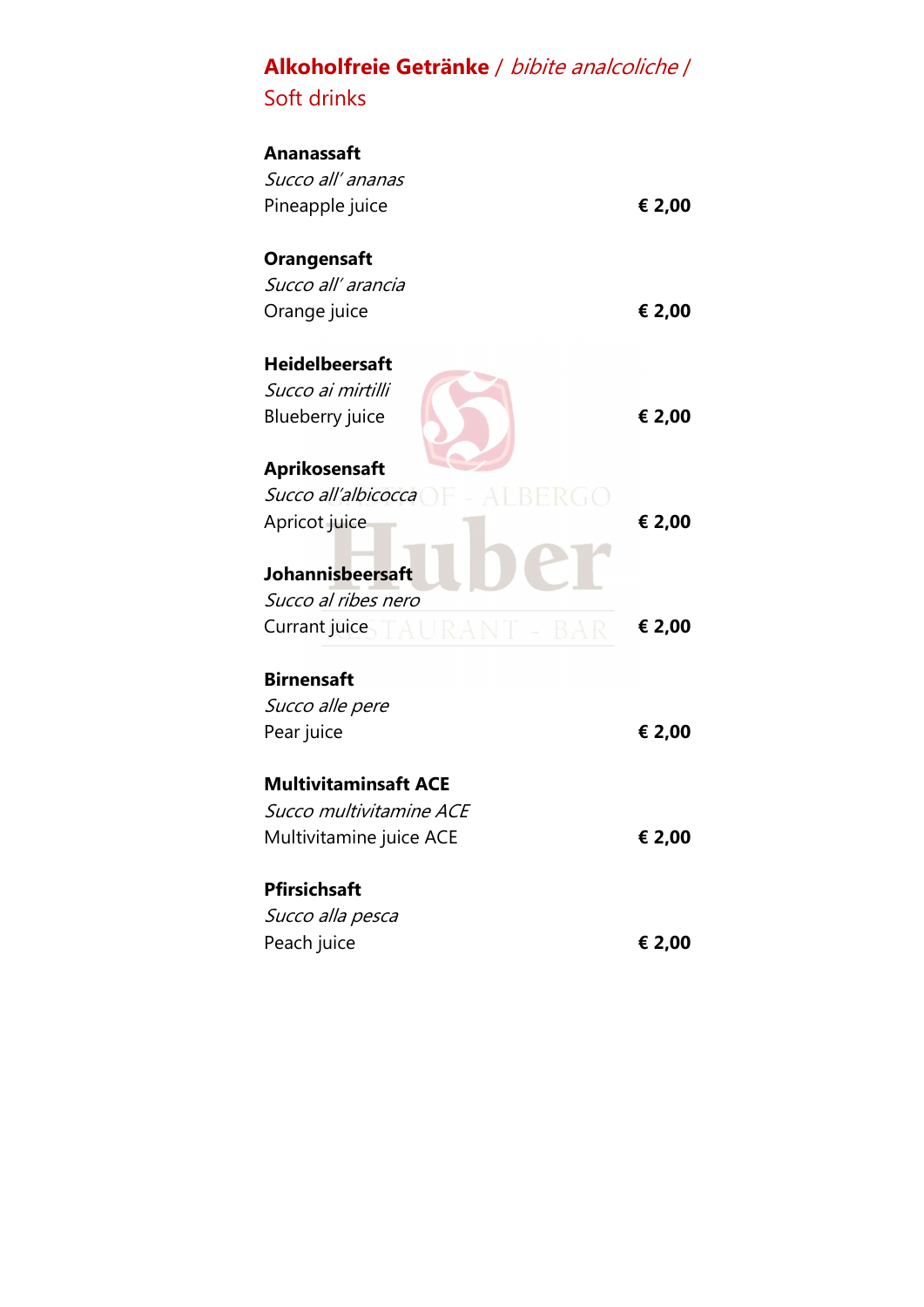## **Alkoholfreie Getränke** / *bibite analcoliche* / Soft drinks

**Ananassaft**
*Succo all' ananas*
Pineapple juice **€ 2,00**

**Orangensaft**
*Succo all' arancia*
Orange juice **€ 2,00**

**Heidelbeersaft**
*Succo ai mirtilli*
Blueberry juice **€ 2,00**

**Aprikosensaft**
*Succo all'albicocca*
Apricot juice **€ 2,00**

**Johannisbeersaft**
*Succo al ribes nero*
Currant juice **€ 2,00**

**Birnensaft**
*Succo alle pere*
Pear juice **€ 2,00**

**Multivitaminsaft ACE**
*Succo multivitamine ACE*
Multivitamine juice ACE **€ 2,00**

**Pfirsichsaft**
*Succo alla pesca*
Peach juice **€ 2,00**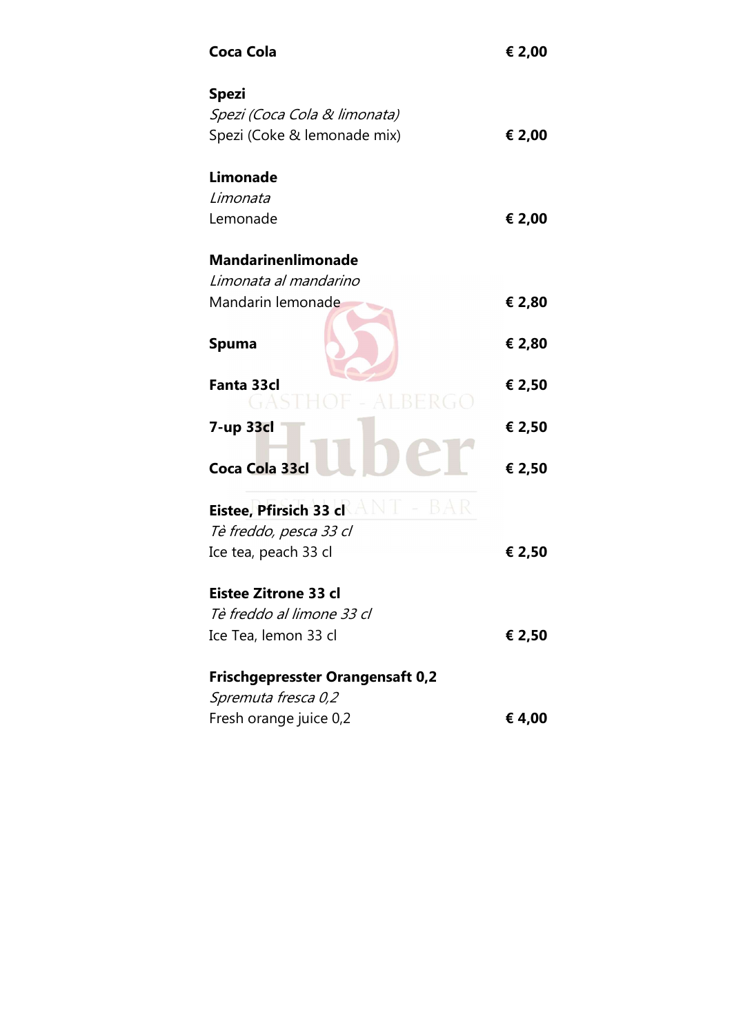**Coca Cola** € 2,00

**Spezi**
*Spezi (Coca Cola & limonata)*
Spezi (Coke & lemonade mix) **€ 2,00**

**Limonade**
*Limonata*
Lemonade **€ 2,00**

**Mandarinenlimonade**
*Limonata al mandarino*
Mandarin lemonade **€ 2,80**

**Spuma** **€ 2,80**

**Fanta 33cl** **€ 2,50**

**7-up 33cl** **€ 2,50**

**Coca Cola 33cl** **€ 2,50**

**Eistee, Pfirsich 33 cl**
*Tè freddo, pesca 33 cl*
Ice tea, peach 33 cl **€ 2,50**

**Eistee Zitrone 33 cl**
*Tè freddo al limone 33 cl*
Ice Tea, lemon 33 cl **€ 2,50**

**Frischgepresster Orangensaft 0,2**
*Spremuta fresca 0,2*
Fresh orange juice 0,2 **€ 4,00**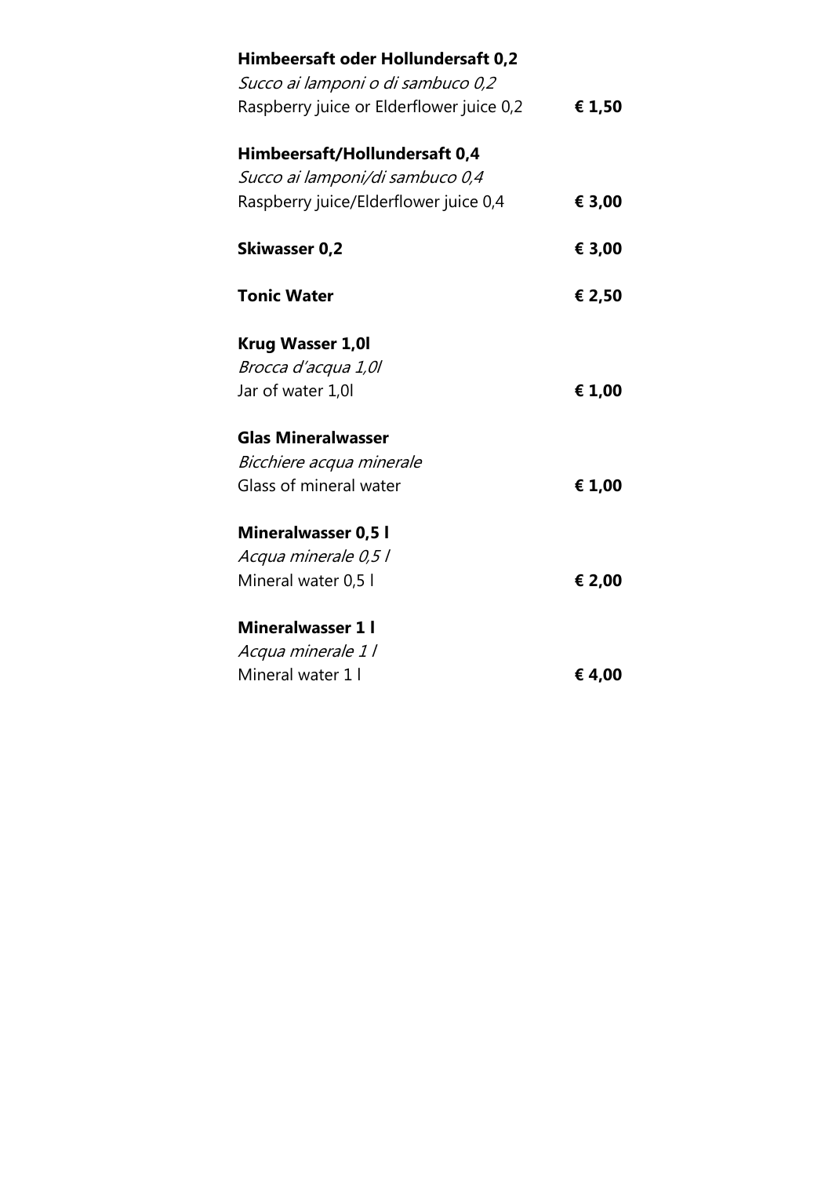**Himbeersaft oder Hollundersaft 0,2**
*Succo ai lamponi o di sambuco 0,2*
Raspberry juice or Elderflower juice 0,2 **€ 1,50**

**Himbeersaft/Hollundersaft 0,4**
*Succo ai lamponi/di sambuco 0,4*
Raspberry juice/Elderflower juice 0,4 **€ 3,00**

**Skiwasser 0,2** **€ 3,00**

**Tonic Water** **€ 2,50**

**Krug Wasser 1,0l**
*Brocca d'acqua 1,0l*
Jar of water 1,0l **€ 1,00**

**Glas Mineralwasser**
*Bicchiere acqua minerale*
Glass of mineral water **€ 1,00**

**Mineralwasser 0,5 l**
*Acqua minerale 0,5 l*
Mineral water 0,5 l **€ 2,00**

**Mineralwasser 1 l**
*Acqua minerale 1 l*
Mineral water 1 l **€ 4,00**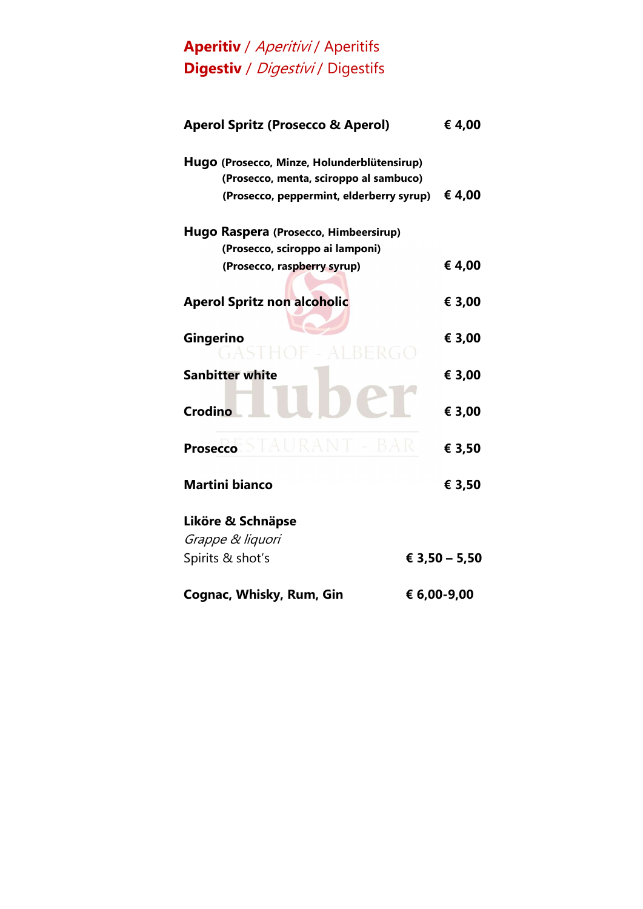## **Aperitiv** / *Aperitivi* / Aperitifs
## **Digestiv** / *Digestivi* / Digestifs

| | |
|---|---|
| **Aperol Spritz (Prosecco & Aperol)** | **€ 4,00** |
| **Hugo (Prosecco, Minze, Holunderblütensirup)**<br>**(Prosecco, menta, sciroppo al sambuco)**<br>**(Prosecco, peppermint, elderberry syrup)** | **€ 4,00** |
| **Hugo Raspera (Prosecco, Himbeersirup)**<br>**(Prosecco, sciroppo ai lamponi)**<br>**(Prosecco, raspberry syrup)** | **€ 4,00** |
| **Aperol Spritz non alcoholic** | **€ 3,00** |
| **Gingerino** | **€ 3,00** |
| **Sanbitter white** | **€ 3,00** |
| **Crodino** | **€ 3,00** |
| **Prosecco** | **€ 3,50** |
| **Martini bianco** | **€ 3,50** |
| **Liköre & Schnäpse**<br>*Grappe & liquori*<br>Spirits & shot's | **€ 3,50 – 5,50** |
| **Cognac, Whisky, Rum, Gin** | **€ 6,00-9,00** |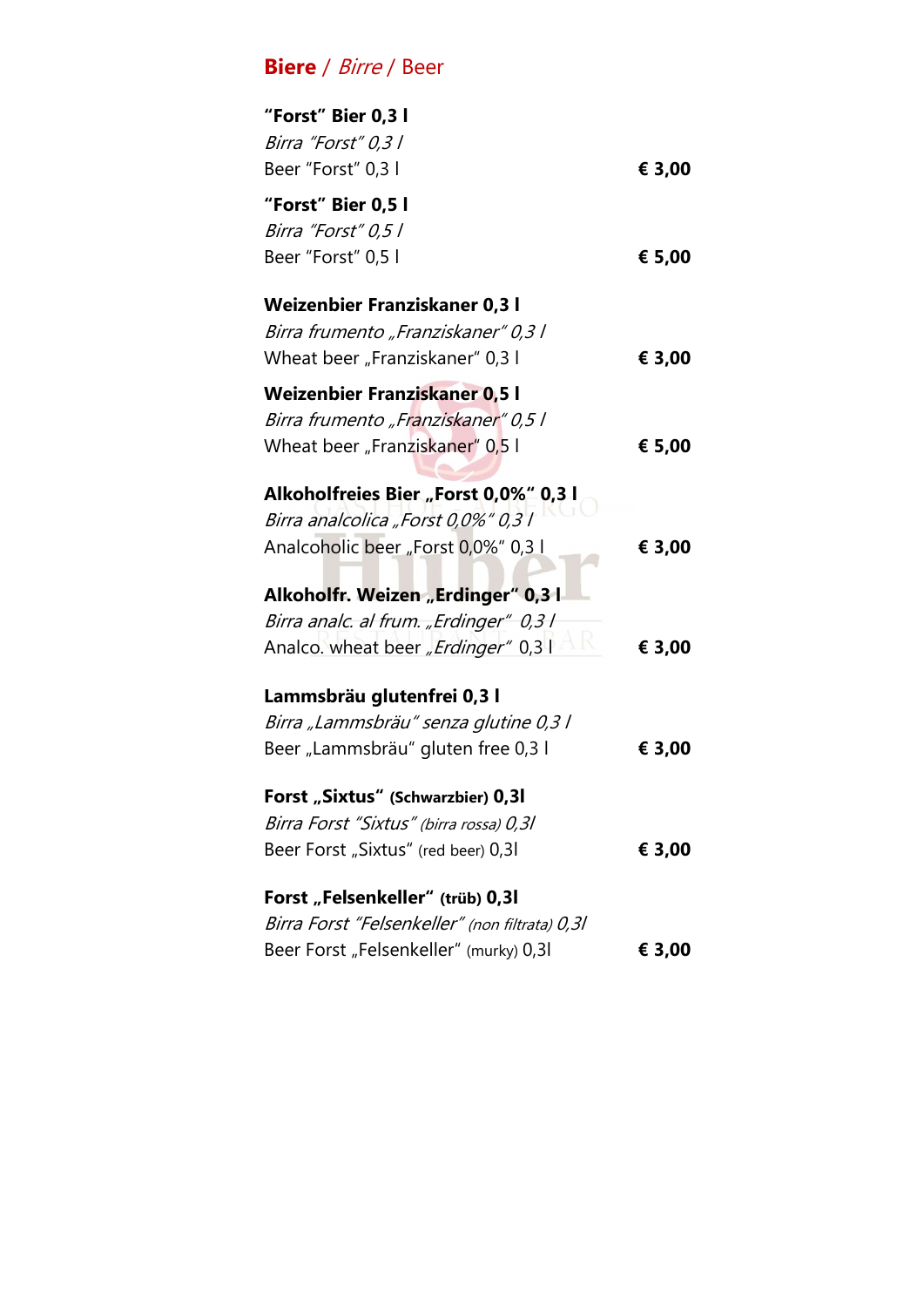## **Biere** / *Birre* / Beer

**"Forst" Bier 0,3 l**
*Birra "Forst" 0,3 l*
Beer "Forst" 0,3 l **€ 3,00**

**"Forst" Bier 0,5 l**
*Birra "Forst" 0,5 l*
Beer "Forst" 0,5 l **€ 5,00**

**Weizenbier Franziskaner 0,3 l**
*Birra frumento „Franziskaner" 0,3 l*
Wheat beer „Franziskaner" 0,3 l **€ 3,00**

**Weizenbier Franziskaner 0,5 l**
*Birra frumento „Franziskaner" 0,5 l*
Wheat beer „Franziskaner" 0,5 l **€ 5,00**

**Alkoholfreies Bier „Forst 0,0%" 0,3 l**
*Birra analcolica „Forst 0,0%" 0,3 l*
Analcoholic beer „Forst 0,0%" 0,3 l **€ 3,00**

**Alkoholfr. Weizen „Erdinger" 0,3 l**
*Birra analc. al frum. „Erdinger" 0,3 l*
Analco. wheat beer *„Erdinger"* 0,3 l **€ 3,00**

**Lammsbräu glutenfrei 0,3 l**
*Birra „Lammsbräu" senza glutine 0,3 l*
Beer „Lammsbräu" gluten free 0,3 l **€ 3,00**

**Forst „Sixtus" (Schwarzbier) 0,3l**
*Birra Forst "Sixtus" (birra rossa) 0,3l*
Beer Forst „Sixtus" (red beer) 0,3l **€ 3,00**

**Forst „Felsenkeller" (trüb) 0,3l**
*Birra Forst "Felsenkeller" (non filtrata) 0,3l*
Beer Forst „Felsenkeller" (murky) 0,3l **€ 3,00**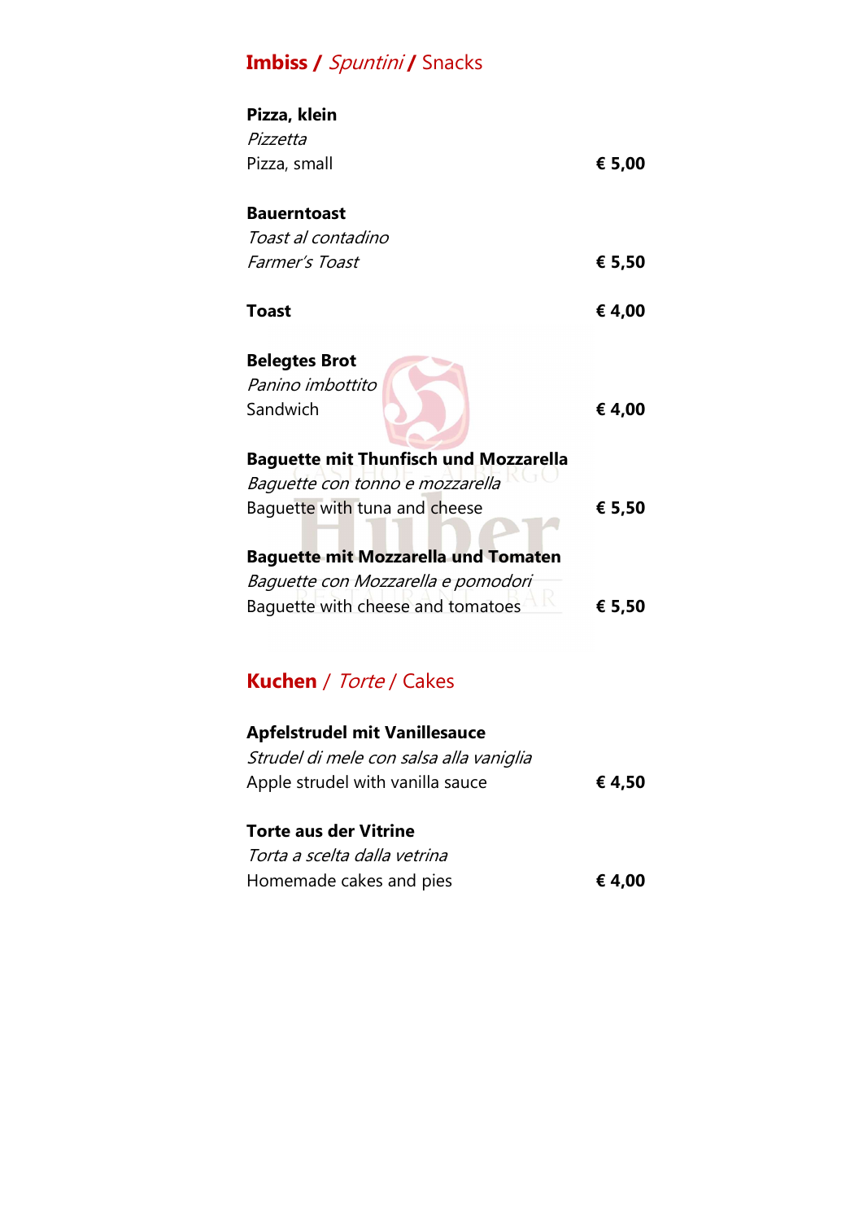## **Imbiss** / *Spuntini* / Snacks

**Pizza, klein**
*Pizzetta*
Pizza, small — **€ 5,00**

**Bauerntoast**
*Toast al contadino*
*Farmer's Toast* — **€ 5,50**

**Toast** — **€ 4,00**

**Belegtes Brot**
*Panino imbottito*
Sandwich — **€ 4,00**

**Baguette mit Thunfisch und Mozzarella**
*Baguette con tonno e mozzarella*
Baguette with tuna and cheese — **€ 5,50**

**Baguette mit Mozzarella und Tomaten**
*Baguette con Mozzarella e pomodori*
Baguette with cheese and tomatoes — **€ 5,50**

## **Kuchen** / *Torte* / Cakes

**Apfelstrudel mit Vanillesauce**
*Strudel di mele con salsa alla vaniglia*
Apple strudel with vanilla sauce — **€ 4,50**

**Torte aus der Vitrine**
*Torta a scelta dalla vetrina*
Homemade cakes and pies — **€ 4,00**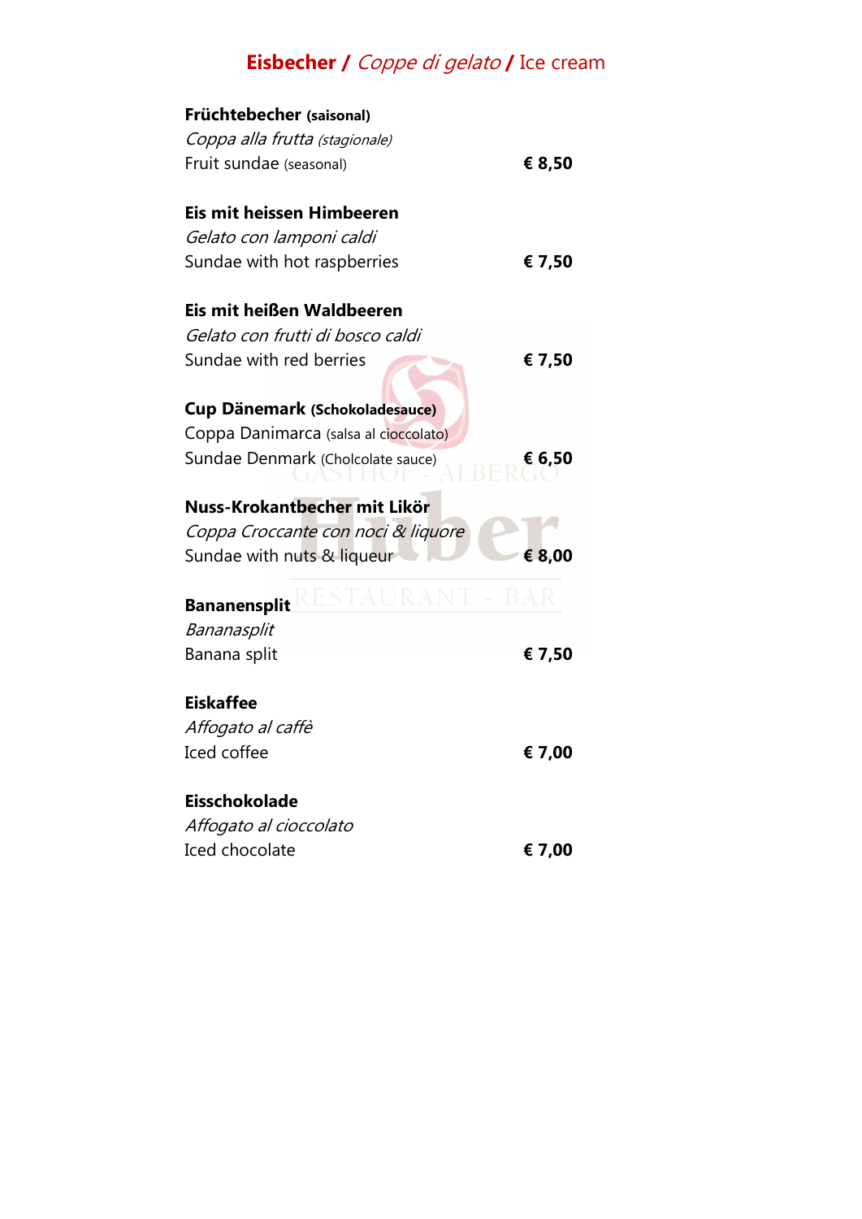# **Eisbecher /** *Coppe di gelato* **/** Ice cream

**Früchtebecher (saisonal)**
*Coppa alla frutta (stagionale)*
Fruit sundae (seasonal) **€ 8,50**

**Eis mit heissen Himbeeren**
*Gelato con lamponi caldi*
Sundae with hot raspberries **€ 7,50**

**Eis mit heißen Waldbeeren**
*Gelato con frutti di bosco caldi*
Sundae with red berries **€ 7,50**

**Cup Dänemark (Schokoladesauce)**
Coppa Danimarca (salsa al cioccolato)
Sundae Denmark (Cholcolate sauce) **€ 6,50**

**Nuss-Krokantbecher mit Likör**
*Coppa Croccante con noci & liquore*
Sundae with nuts & liqueur **€ 8,00**

**Bananensplit**
*Bananasplit*
Banana split **€ 7,50**

**Eiskaffee**
*Affogato al caffè*
Iced coffee **€ 7,00**

**Eisschokolade**
*Affogato al cioccolato*
Iced chocolate **€ 7,00**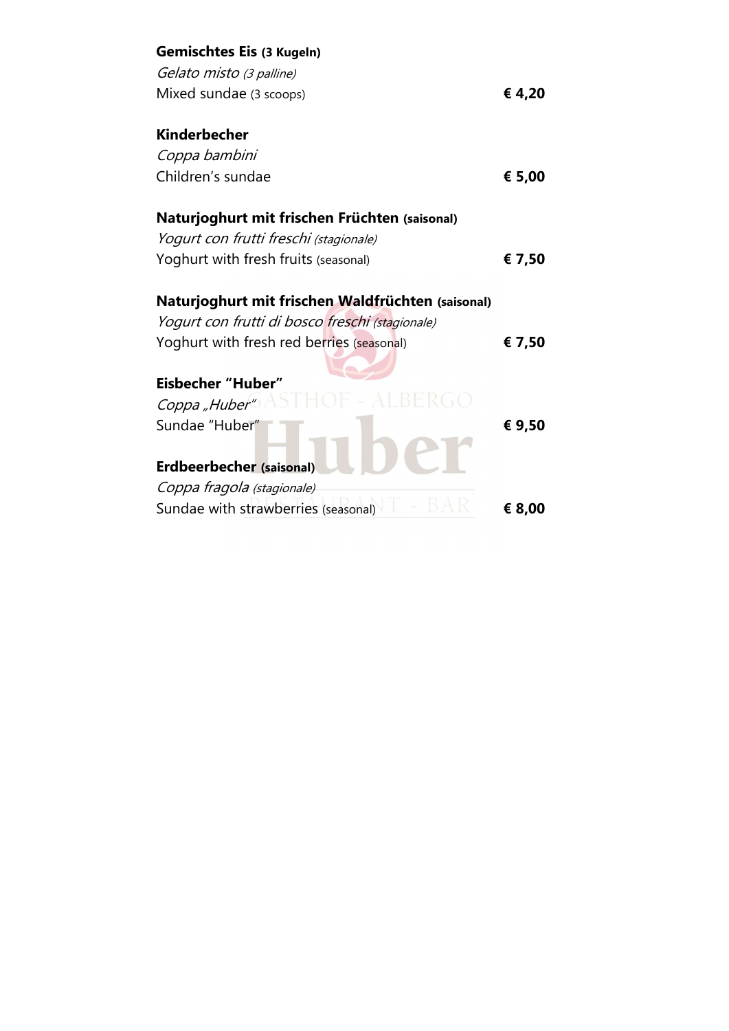**Gemischtes Eis (3 Kugeln)**
*Gelato misto (3 palline)*
Mixed sundae (3 scoops) **€ 4,20**

**Kinderbecher**
*Coppa bambini*
Children's sundae **€ 5,00**

**Naturjoghurt mit frischen Früchten (saisonal)**
*Yogurt con frutti freschi (stagionale)*
Yoghurt with fresh fruits (seasonal) **€ 7,50**

**Naturjoghurt mit frischen Waldfrüchten (saisonal)**
*Yogurt con frutti di bosco freschi (stagionale)*
Yoghurt with fresh red berries (seasonal) **€ 7,50**

**Eisbecher "Huber"**
*Coppa „Huber"*
Sundae "Huber" **€ 9,50**

**Erdbeerbecher (saisonal)**
*Coppa fragola (stagionale)*
Sundae with strawberries (seasonal) **€ 8,00**